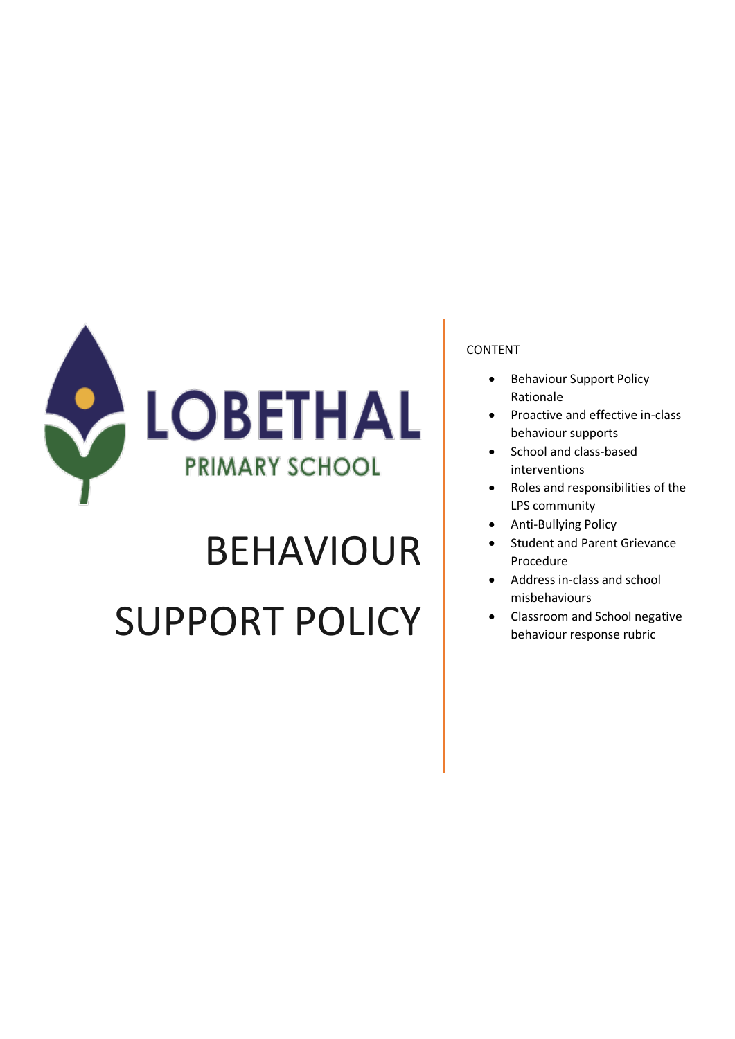LOBETHAL

PRIMARY SCHOOL

# BEHAVIOUR SUPPORT POLICY

CONTENT

- Behaviour Support Policy Rationale
- Proactive and effective in-class behaviour supports
- School and class-based interventions
- Roles and responsibilities of the LPS community
- Anti-Bullying Policy
- Student and Parent Grievance Procedure
- Address in-class and school misbehaviours
- Classroom and School negative behaviour response rubric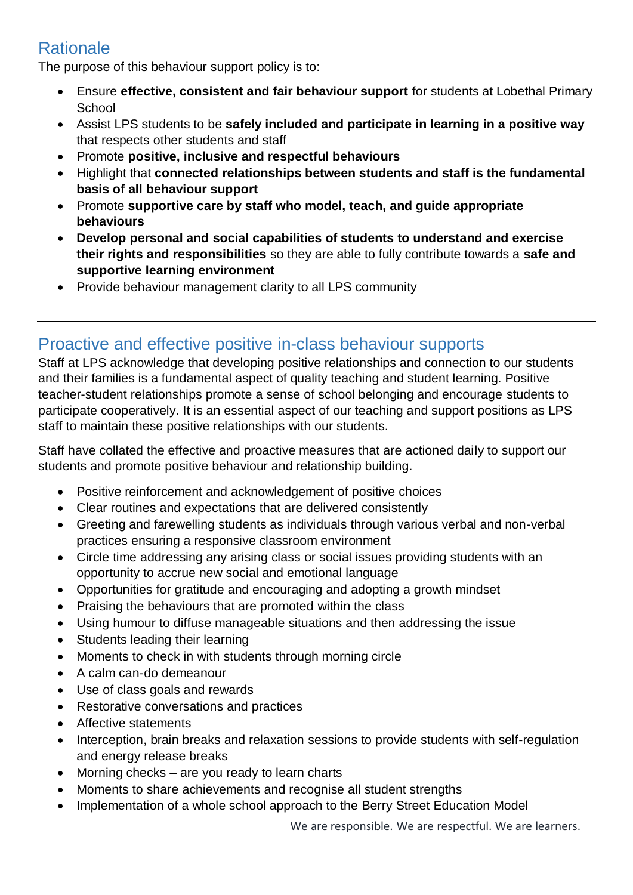## Rationale

The purpose of this behaviour support policy is to:

- Ensure **effective, consistent and fair behaviour support** for students at Lobethal Primary School
- Assist LPS students to be **safely included and participate in learning in a positive way** that respects other students and staff
- Promote **positive, inclusive and respectful behaviours**
- Highlight that **connected relationships between students and staff is the fundamental basis of all behaviour support**
- Promote **supportive care by staff who model, teach, and guide appropriate behaviours**
- **Develop personal and social capabilities of students to understand and exercise their rights and responsibilities** so they are able to fully contribute towards a **safe and supportive learning environment**
- Provide behaviour management clarity to all LPS community

---

## Proactive and effective positive in-class behaviour supports

Staff at LPS acknowledge that developing positive relationships and connection to our students and their families is a fundamental aspect of quality teaching and student learning. Positive teacher-student relationships promote a sense of school belonging and encourage students to participate cooperatively. It is an essential aspect of our teaching and support positions as LPS staff to maintain these positive relationships with our students.

Staff have collated the effective and proactive measures that are actioned daily to support our students and promote positive behaviour and relationship building.

- Positive reinforcement and acknowledgement of positive choices
- Clear routines and expectations that are delivered consistently
- Greeting and farewelling students as individuals through various verbal and non-verbal practices ensuring a responsive classroom environment
- Circle time addressing any arising class or social issues providing students with an opportunity to accrue new social and emotional language
- Opportunities for gratitude and encouraging and adopting a growth mindset
- Praising the behaviours that are promoted within the class
- Using humour to diffuse manageable situations and then addressing the issue
- Students leading their learning
- Moments to check in with students through morning circle
- A calm can-do demeanour
- Use of class goals and rewards
- Restorative conversations and practices
- Affective statements
- Interception, brain breaks and relaxation sessions to provide students with self-regulation and energy release breaks
- Morning checks – are you ready to learn charts
- Moments to share achievements and recognise all student strengths
- Implementation of a whole school approach to the Berry Street Education Model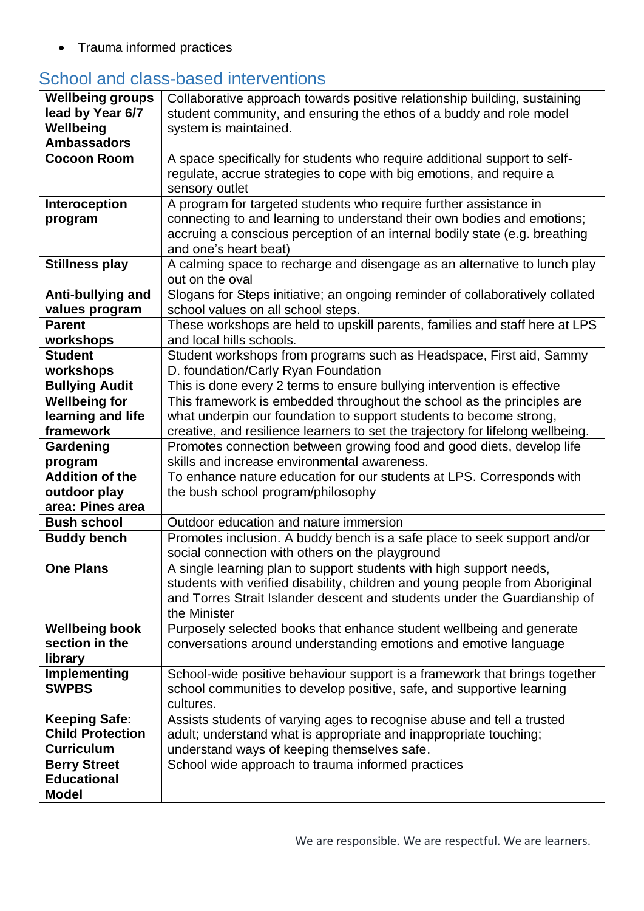- Trauma informed practices

## School and class-based interventions

| | |
|---|---|
| **Wellbeing groups lead by Year 6/7 Wellbeing Ambassadors** | Collaborative approach towards positive relationship building, sustaining student community, and ensuring the ethos of a buddy and role model system is maintained. |
| **Cocoon Room** | A space specifically for students who require additional support to self-regulate, accrue strategies to cope with big emotions, and require a sensory outlet |
| **Interoception program** | A program for targeted students who require further assistance in connecting to and learning to understand their own bodies and emotions; accruing a conscious perception of an internal bodily state (e.g. breathing and one's heart beat) |
| **Stillness play** | A calming space to recharge and disengage as an alternative to lunch play out on the oval |
| **Anti-bullying and values program** | Slogans for Steps initiative; an ongoing reminder of collaboratively collated school values on all school steps. |
| **Parent workshops** | These workshops are held to upskill parents, families and staff here at LPS and local hills schools. |
| **Student workshops** | Student workshops from programs such as Headspace, First aid, Sammy D. foundation/Carly Ryan Foundation |
| **Bullying Audit** | This is done every 2 terms to ensure bullying intervention is effective |
| **Wellbeing for learning and life framework** | This framework is embedded throughout the school as the principles are what underpin our foundation to support students to become strong, creative, and resilience learners to set the trajectory for lifelong wellbeing. |
| **Gardening program** | Promotes connection between growing food and good diets, develop life skills and increase environmental awareness. |
| **Addition of the outdoor play area: Pines area** | To enhance nature education for our students at LPS. Corresponds with the bush school program/philosophy |
| **Bush school** | Outdoor education and nature immersion |
| **Buddy bench** | Promotes inclusion. A buddy bench is a safe place to seek support and/or social connection with others on the playground |
| **One Plans** | A single learning plan to support students with high support needs, students with verified disability, children and young people from Aboriginal and Torres Strait Islander descent and students under the Guardianship of the Minister |
| **Wellbeing book section in the library** | Purposely selected books that enhance student wellbeing and generate conversations around understanding emotions and emotive language |
| **Implementing SWPBS** | School-wide positive behaviour support is a framework that brings together school communities to develop positive, safe, and supportive learning cultures. |
| **Keeping Safe: Child Protection Curriculum** | Assists students of varying ages to recognise abuse and tell a trusted adult; understand what is appropriate and inappropriate touching; understand ways of keeping themselves safe. |
| **Berry Street Educational Model** | School wide approach to trauma informed practices |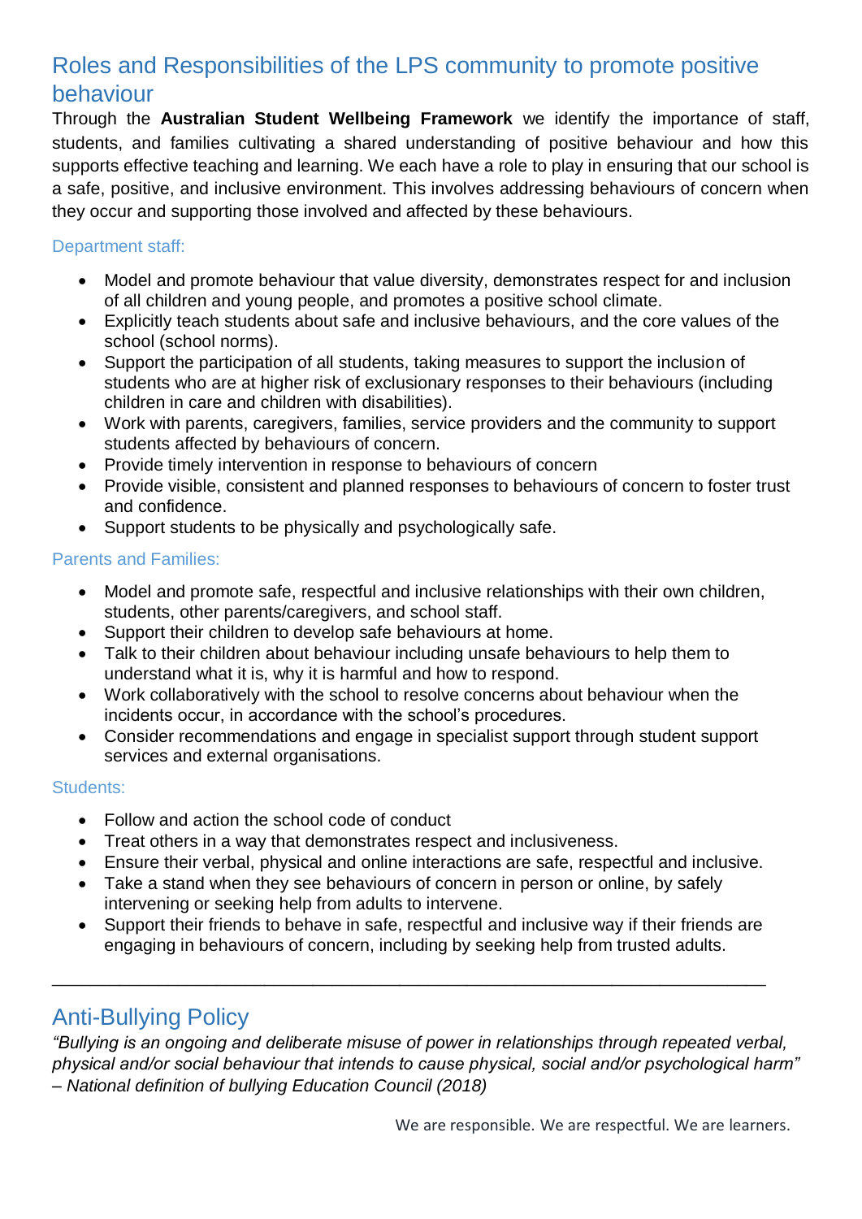## Roles and Responsibilities of the LPS community to promote positive behaviour

Through the **Australian Student Wellbeing Framework** we identify the importance of staff, students, and families cultivating a shared understanding of positive behaviour and how this supports effective teaching and learning. We each have a role to play in ensuring that our school is a safe, positive, and inclusive environment. This involves addressing behaviours of concern when they occur and supporting those involved and affected by these behaviours.

### Department staff:

- Model and promote behaviour that value diversity, demonstrates respect for and inclusion of all children and young people, and promotes a positive school climate.
- Explicitly teach students about safe and inclusive behaviours, and the core values of the school (school norms).
- Support the participation of all students, taking measures to support the inclusion of students who are at higher risk of exclusionary responses to their behaviours (including children in care and children with disabilities).
- Work with parents, caregivers, families, service providers and the community to support students affected by behaviours of concern.
- Provide timely intervention in response to behaviours of concern
- Provide visible, consistent and planned responses to behaviours of concern to foster trust and confidence.
- Support students to be physically and psychologically safe.

### Parents and Families:

- Model and promote safe, respectful and inclusive relationships with their own children, students, other parents/caregivers, and school staff.
- Support their children to develop safe behaviours at home.
- Talk to their children about behaviour including unsafe behaviours to help them to understand what it is, why it is harmful and how to respond.
- Work collaboratively with the school to resolve concerns about behaviour when the incidents occur, in accordance with the school's procedures.
- Consider recommendations and engage in specialist support through student support services and external organisations.

### Students:

- Follow and action the school code of conduct
- Treat others in a way that demonstrates respect and inclusiveness.
- Ensure their verbal, physical and online interactions are safe, respectful and inclusive.
- Take a stand when they see behaviours of concern in person or online, by safely intervening or seeking help from adults to intervene.
- Support their friends to behave in safe, respectful and inclusive way if their friends are engaging in behaviours of concern, including by seeking help from trusted adults.

---

## Anti-Bullying Policy

*"Bullying is an ongoing and deliberate misuse of power in relationships through repeated verbal, physical and/or social behaviour that intends to cause physical, social and/or psychological harm" – National definition of bullying Education Council (2018)*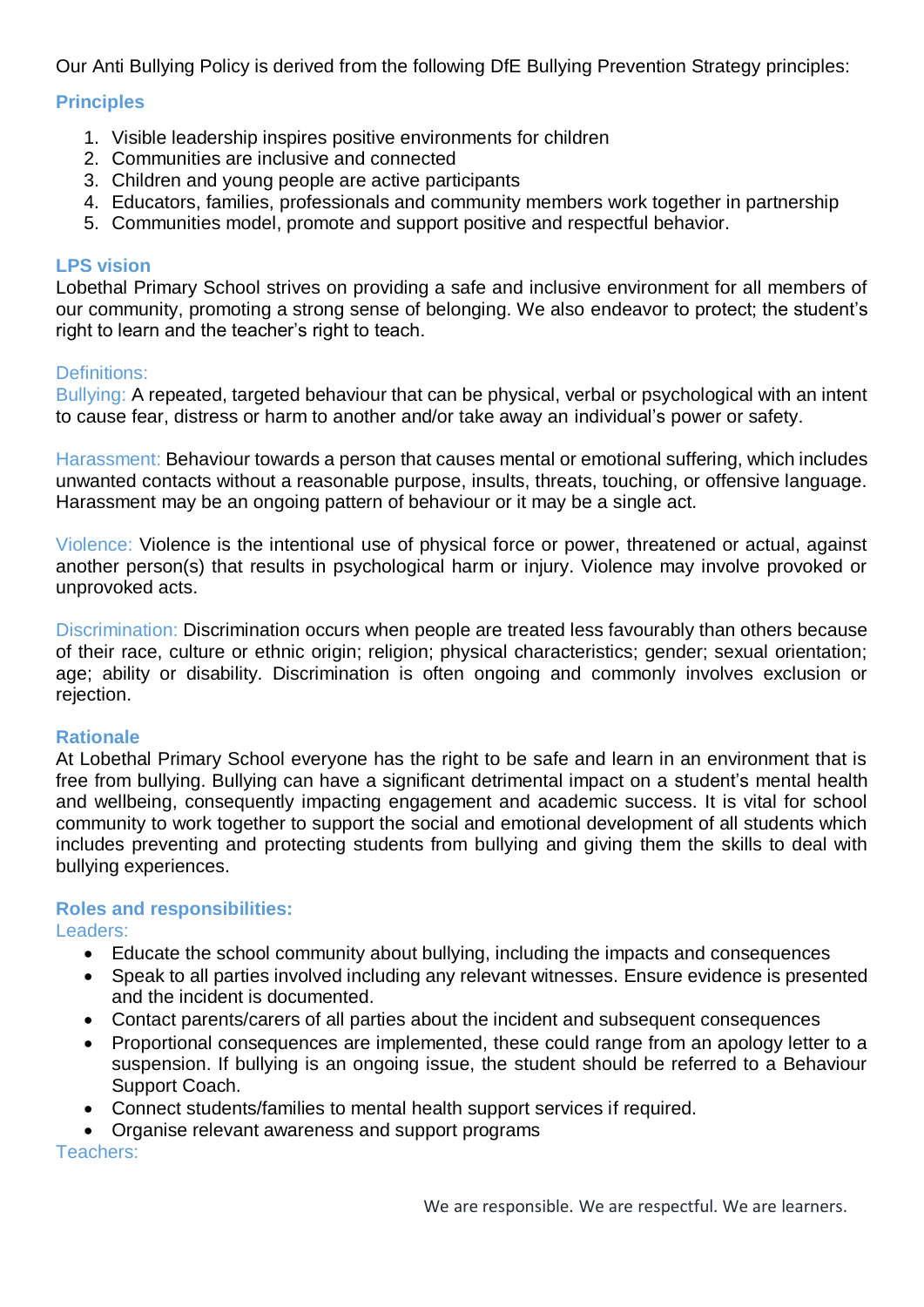Our Anti Bullying Policy is derived from the following DfE Bullying Prevention Strategy principles:

## Principles

1. Visible leadership inspires positive environments for children
2. Communities are inclusive and connected
3. Children and young people are active participants
4. Educators, families, professionals and community members work together in partnership
5. Communities model, promote and support positive and respectful behavior.

## LPS vision

Lobethal Primary School strives on providing a safe and inclusive environment for all members of our community, promoting a strong sense of belonging. We also endeavor to protect; the student's right to learn and the teacher's right to teach.

### Definitions:

Bullying: A repeated, targeted behaviour that can be physical, verbal or psychological with an intent to cause fear, distress or harm to another and/or take away an individual's power or safety.

Harassment: Behaviour towards a person that causes mental or emotional suffering, which includes unwanted contacts without a reasonable purpose, insults, threats, touching, or offensive language. Harassment may be an ongoing pattern of behaviour or it may be a single act.

Violence: Violence is the intentional use of physical force or power, threatened or actual, against another person(s) that results in psychological harm or injury. Violence may involve provoked or unprovoked acts.

Discrimination: Discrimination occurs when people are treated less favourably than others because of their race, culture or ethnic origin; religion; physical characteristics; gender; sexual orientation; age; ability or disability. Discrimination is often ongoing and commonly involves exclusion or rejection.

## Rationale

At Lobethal Primary School everyone has the right to be safe and learn in an environment that is free from bullying. Bullying can have a significant detrimental impact on a student's mental health and wellbeing, consequently impacting engagement and academic success. It is vital for school community to work together to support the social and emotional development of all students which includes preventing and protecting students from bullying and giving them the skills to deal with bullying experiences.

## Roles and responsibilities:

### Leaders:

- Educate the school community about bullying, including the impacts and consequences
- Speak to all parties involved including any relevant witnesses. Ensure evidence is presented and the incident is documented.
- Contact parents/carers of all parties about the incident and subsequent consequences
- Proportional consequences are implemented, these could range from an apology letter to a suspension. If bullying is an ongoing issue, the student should be referred to a Behaviour Support Coach.
- Connect students/families to mental health support services if required.
- Organise relevant awareness and support programs

### Teachers: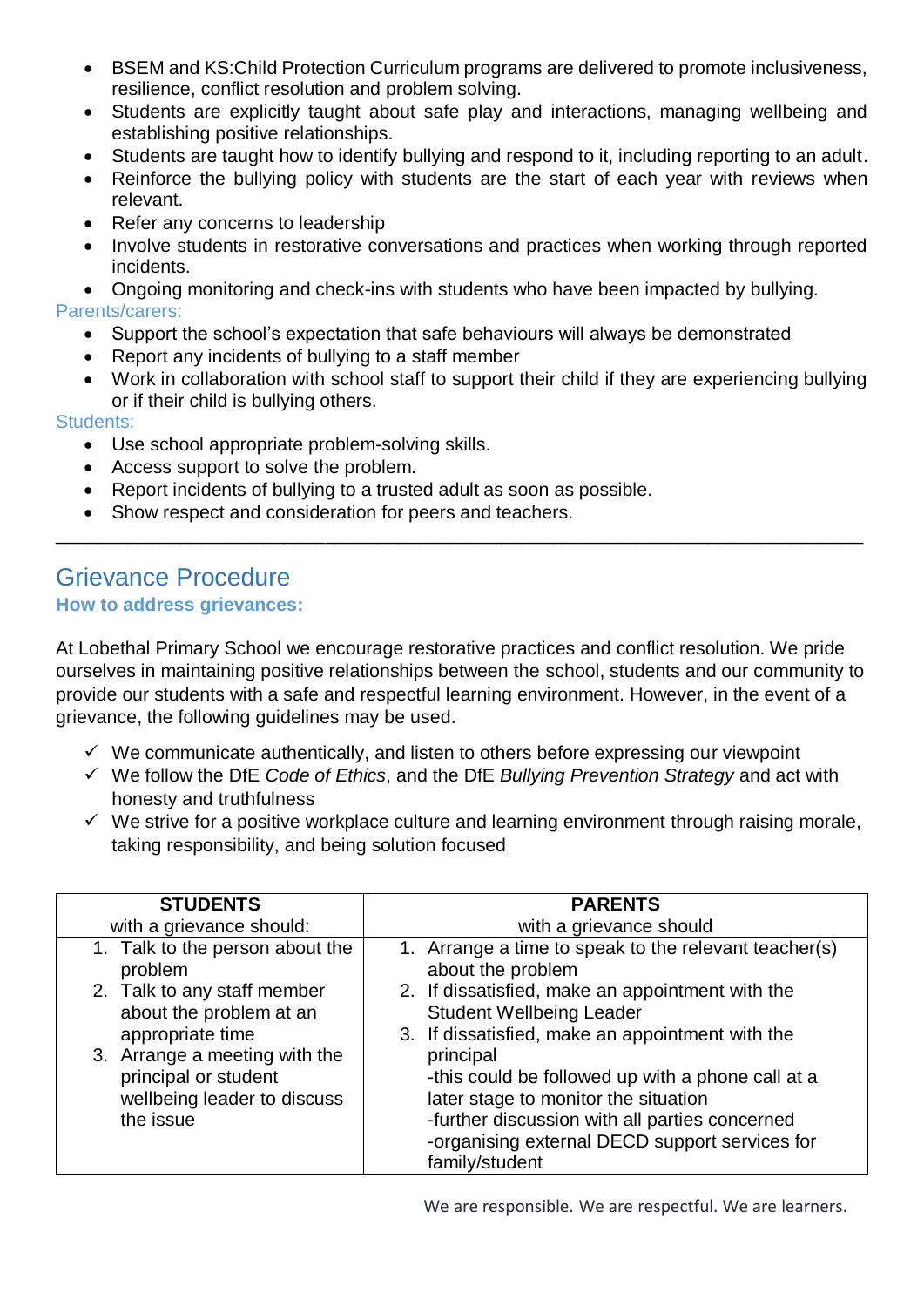- BSEM and KS:Child Protection Curriculum programs are delivered to promote inclusiveness, resilience, conflict resolution and problem solving.
- Students are explicitly taught about safe play and interactions, managing wellbeing and establishing positive relationships.
- Students are taught how to identify bullying and respond to it, including reporting to an adult.
- Reinforce the bullying policy with students are the start of each year with reviews when relevant.
- Refer any concerns to leadership
- Involve students in restorative conversations and practices when working through reported incidents.
- Ongoing monitoring and check-ins with students who have been impacted by bullying.

Parents/carers:

- Support the school's expectation that safe behaviours will always be demonstrated
- Report any incidents of bullying to a staff member
- Work in collaboration with school staff to support their child if they are experiencing bullying or if their child is bullying others.

Students:

- Use school appropriate problem-solving skills.
- Access support to solve the problem.
- Report incidents of bullying to a trusted adult as soon as possible.
- Show respect and consideration for peers and teachers.

---

## Grievance Procedure

### How to address grievances:

At Lobethal Primary School we encourage restorative practices and conflict resolution. We pride ourselves in maintaining positive relationships between the school, students and our community to provide our students with a safe and respectful learning environment. However, in the event of a grievance, the following guidelines may be used.

- ✓ We communicate authentically, and listen to others before expressing our viewpoint
- ✓ We follow the DfE *Code of Ethics*, and the DfE *Bullying Prevention Strategy* and act with honesty and truthfulness
- ✓ We strive for a positive workplace culture and learning environment through raising morale, taking responsibility, and being solution focused

| **STUDENTS** with a grievance should: | **PARENTS** with a grievance should |
|---|---|
| 1. Talk to the person about the problem<br>2. Talk to any staff member about the problem at an appropriate time<br>3. Arrange a meeting with the principal or student wellbeing leader to discuss the issue | 1. Arrange a time to speak to the relevant teacher(s) about the problem<br>2. If dissatisfied, make an appointment with the Student Wellbeing Leader<br>3. If dissatisfied, make an appointment with the principal<br>-this could be followed up with a phone call at a later stage to monitor the situation<br>-further discussion with all parties concerned<br>-organising external DECD support services for family/student |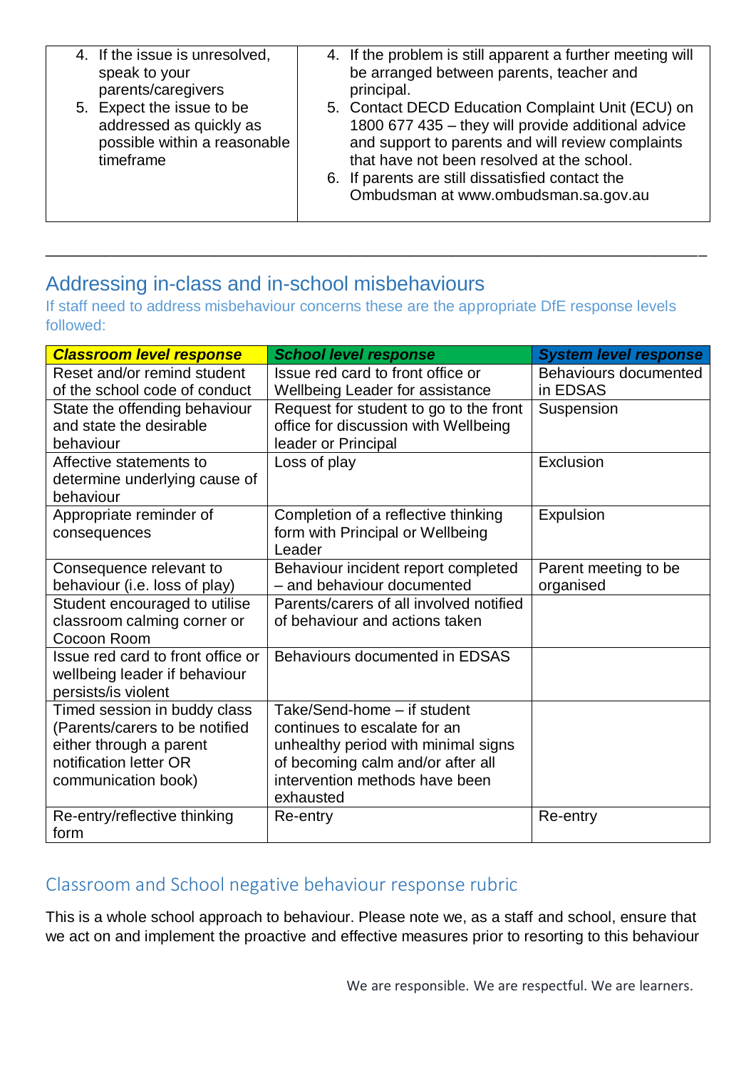| | |
|---|---|
| 4. If the issue is unresolved, speak to your parents/caregivers<br>5. Expect the issue to be addressed as quickly as possible within a reasonable timeframe | 4. If the problem is still apparent a further meeting will be arranged between parents, teacher and principal.<br>5. Contact DECD Education Complaint Unit (ECU) on 1800 677 435 – they will provide additional advice and support to parents and will review complaints that have not been resolved at the school.<br>6. If parents are still dissatisfied contact the Ombudsman at www.ombudsman.sa.gov.au |

---

## Addressing in-class and in-school misbehaviours

If staff need to address misbehaviour concerns these are the appropriate DfE response levels followed:

| ***Classroom level response*** | ***School level response*** | ***System level response*** |
|---|---|---|
| Reset and/or remind student of the school code of conduct | Issue red card to front office or Wellbeing Leader for assistance | Behaviours documented in EDSAS |
| State the offending behaviour and state the desirable behaviour | Request for student to go to the front office for discussion with Wellbeing leader or Principal | Suspension |
| Affective statements to determine underlying cause of behaviour | Loss of play | Exclusion |
| Appropriate reminder of consequences | Completion of a reflective thinking form with Principal or Wellbeing Leader | Expulsion |
| Consequence relevant to behaviour (i.e. loss of play) | Behaviour incident report completed – and behaviour documented | Parent meeting to be organised |
| Student encouraged to utilise classroom calming corner or Cocoon Room | Parents/carers of all involved notified of behaviour and actions taken | |
| Issue red card to front office or wellbeing leader if behaviour persists/is violent | Behaviours documented in EDSAS | |
| Timed session in buddy class (Parents/carers to be notified either through a parent notification letter OR communication book) | Take/Send-home – if student continues to escalate for an unhealthy period with minimal signs of becoming calm and/or after all intervention methods have been exhausted | |
| Re-entry/reflective thinking form | Re-entry | Re-entry |

### Classroom and School negative behaviour response rubric

This is a whole school approach to behaviour. Please note we, as a staff and school, ensure that we act on and implement the proactive and effective measures prior to resorting to this behaviour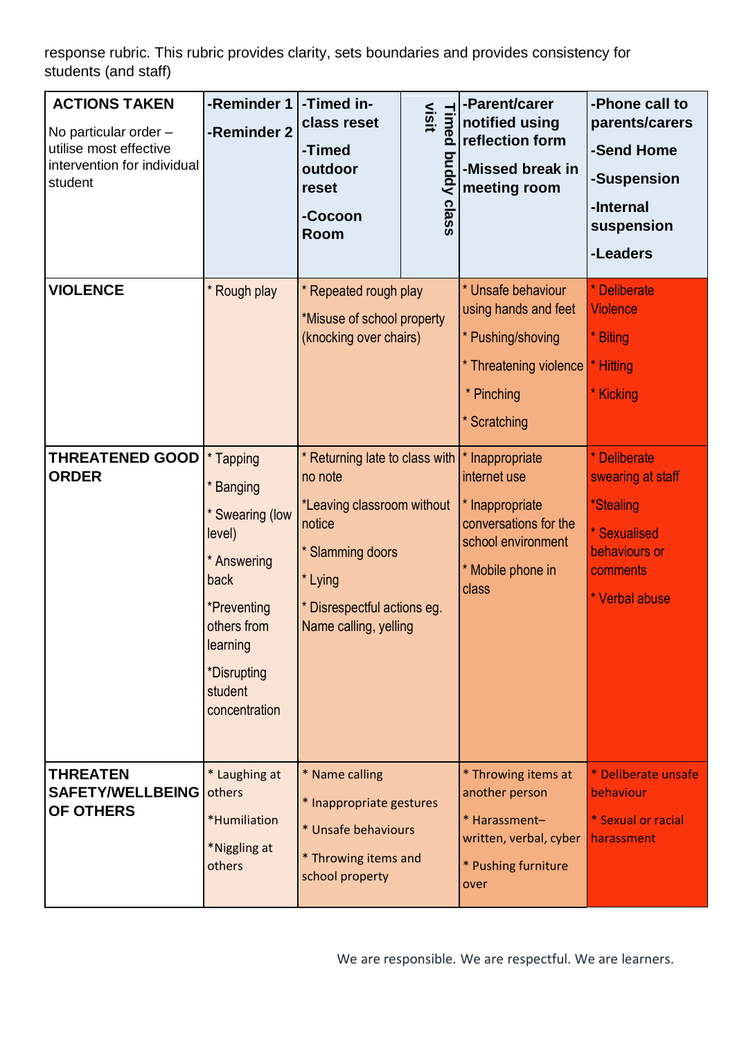response rubric. This rubric provides clarity, sets boundaries and provides consistency for students (and staff)

| **ACTIONS TAKEN**<br>No particular order – utilise most effective intervention for individual student | **-Reminder 1**<br>**-Reminder 2** | **-Timed in-class reset**<br>**-Timed outdoor reset**<br>**-Cocoon Room**<br>**Timed buddy class visit** | **-Parent/carer notified using reflection form**<br>**-Missed break in meeting room** | **-Phone call to parents/carers**<br>**-Send Home**<br>**-Suspension**<br>**-Internal suspension**<br>**-Leaders** |
|---|---|---|---|---|
| **VIOLENCE** | * Rough play | * Repeated rough play<br>*Misuse of school property (knocking over chairs) | * Unsafe behaviour using hands and feet<br>* Pushing/shoving<br>* Threatening violence<br>* Pinching<br>* Scratching | * Deliberate Violence<br>* Biting<br>* Hitting<br>* Kicking |
| **THREATENED GOOD ORDER** | * Tapping<br>* Banging<br>* Swearing (low level)<br>* Answering back<br>*Preventing others from learning<br>*Disrupting student concentration | * Returning late to class with no note<br>*Leaving classroom without notice<br>* Slamming doors<br>* Lying<br>* Disrespectful actions eg. Name calling, yelling | * Inappropriate internet use<br>* Inappropriate conversations for the school environment<br>* Mobile phone in class | * Deliberate swearing at staff<br>*Stealing<br>* Sexualised behaviours or comments<br>* Verbal abuse |
| **THREATEN SAFETY/WELLBEING OF OTHERS** | * Laughing at others<br>*Humiliation<br>*Niggling at others | * Name calling<br>* Inappropriate gestures<br>* Unsafe behaviours<br>* Throwing items and school property | * Throwing items at another person<br>* Harassment– written, verbal, cyber<br>* Pushing furniture over | * Deliberate unsafe behaviour<br>* Sexual or racial harassment |

We are responsible. We are respectful. We are learners.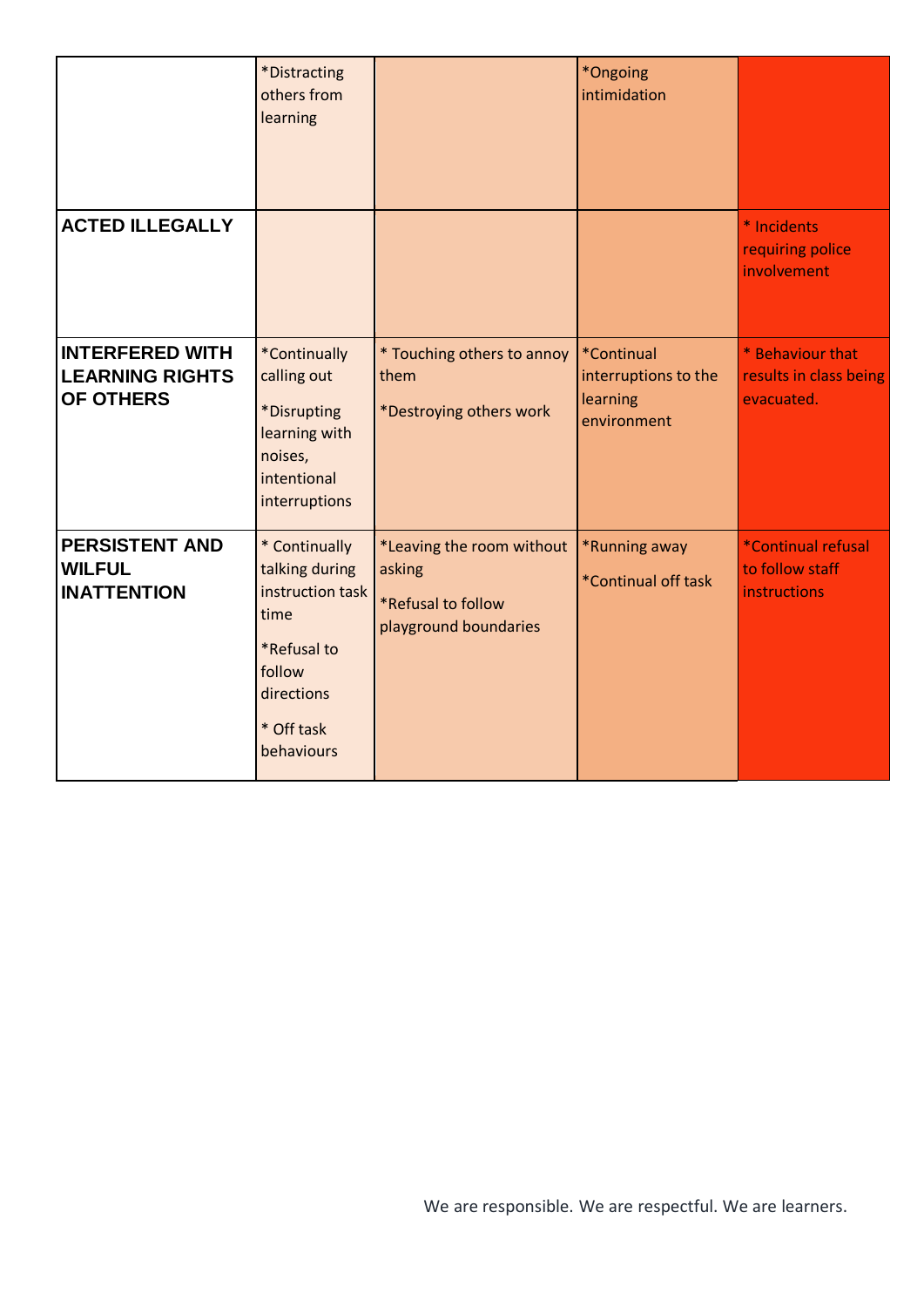| | | | | |
|---|---|---|---|---|
| | *Distracting others from learning | | *Ongoing intimidation | |
| **ACTED ILLEGALLY** | | | | * Incidents requiring police involvement |
| **INTERFERED WITH LEARNING RIGHTS OF OTHERS** | *Continually calling out<br>*Disrupting learning with noises, intentional interruptions | * Touching others to annoy them<br>*Destroying others work | *Continual interruptions to the learning environment | * Behaviour that results in class being evacuated. |
| **PERSISTENT AND WILFUL INATTENTION** | * Continually talking during instruction task time<br>*Refusal to follow directions<br>* Off task behaviours | *Leaving the room without asking<br>*Refusal to follow playground boundaries | *Running away<br>*Continual off task | *Continual refusal to follow staff instructions |

We are responsible. We are respectful. We are learners.